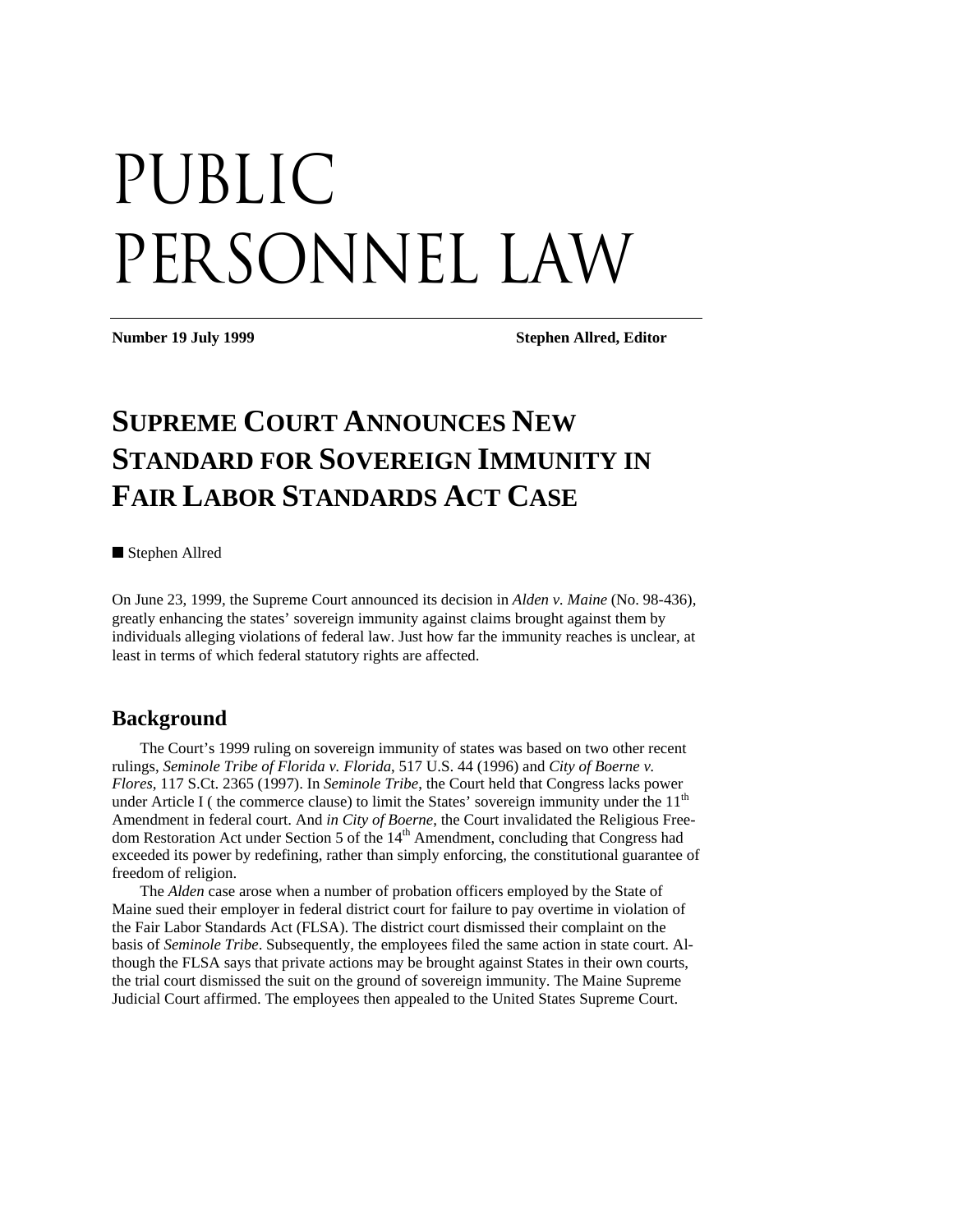# PUBLIC PERSONNEL LAW

**Number 19 July 1999** **Stephen Allred, Editor**

## SUPREME COURT ANNOUNCES NEW STANDARD FOR SOVEREIGN IMMUNITY IN FAIR LABOR STANDARDS ACT CASE

■ Stephen Allred

On June 23, 1999, the Supreme Court announced its decision in *Alden v. Maine* (No. 98-436), greatly enhancing the states' sovereign immunity against claims brought against them by individuals alleging violations of federal law. Just how far the immunity reaches is unclear, at least in terms of which federal statutory rights are affected.

### Background

The Court's 1999 ruling on sovereign immunity of states was based on two other recent rulings, *Seminole Tribe of Florida v. Florida*, 517 U.S. 44 (1996) and *City of Boerne v. Flores*, 117 S.Ct. 2365 (1997). In *Seminole Tribe*, the Court held that Congress lacks power under Article I ( the commerce clause) to limit the States' sovereign immunity under the 11th Amendment in federal court. And *in City of Boerne*, the Court invalidated the Religious Freedom Restoration Act under Section 5 of the 14th Amendment, concluding that Congress had exceeded its power by redefining, rather than simply enforcing, the constitutional guarantee of freedom of religion.

The *Alden* case arose when a number of probation officers employed by the State of Maine sued their employer in federal district court for failure to pay overtime in violation of the Fair Labor Standards Act (FLSA). The district court dismissed their complaint on the basis of *Seminole Tribe*. Subsequently, the employees filed the same action in state court. Although the FLSA says that private actions may be brought against States in their own courts, the trial court dismissed the suit on the ground of sovereign immunity. The Maine Supreme Judicial Court affirmed. The employees then appealed to the United States Supreme Court.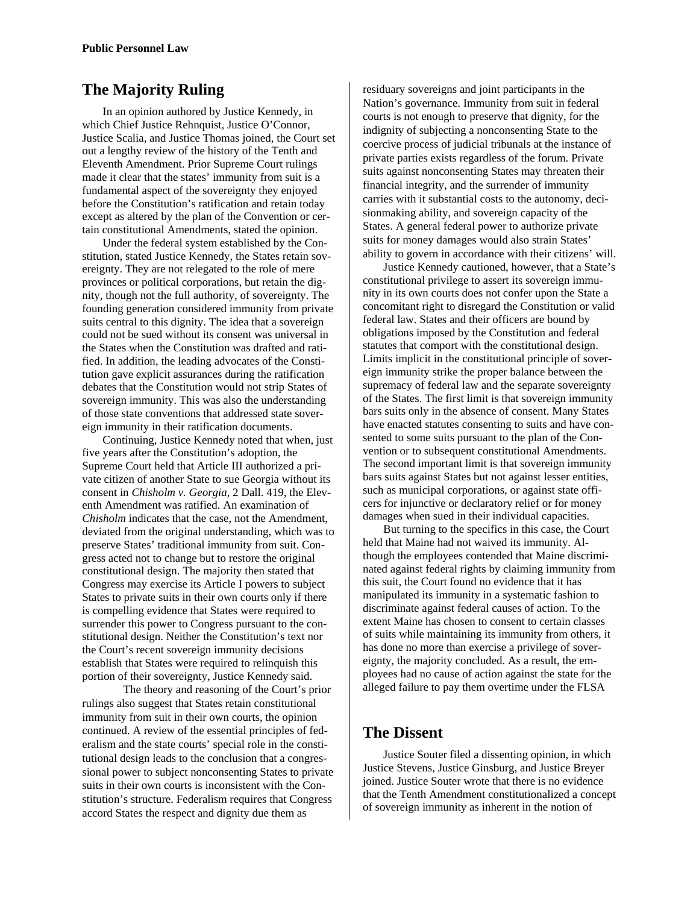## The Majority Ruling

In an opinion authored by Justice Kennedy, in which Chief Justice Rehnquist, Justice O'Connor, Justice Scalia, and Justice Thomas joined, the Court set out a lengthy review of the history of the Tenth and Eleventh Amendment. Prior Supreme Court rulings made it clear that the states' immunity from suit is a fundamental aspect of the sovereignty they enjoyed before the Constitution's ratification and retain today except as altered by the plan of the Convention or certain constitutional Amendments, stated the opinion.

Under the federal system established by the Constitution, stated Justice Kennedy, the States retain sovereignty. They are not relegated to the role of mere provinces or political corporations, but retain the dignity, though not the full authority, of sovereignty. The founding generation considered immunity from private suits central to this dignity. The idea that a sovereign could not be sued without its consent was universal in the States when the Constitution was drafted and ratified. In addition, the leading advocates of the Constitution gave explicit assurances during the ratification debates that the Constitution would not strip States of sovereign immunity. This was also the understanding of those state conventions that addressed state sovereign immunity in their ratification documents.

Continuing, Justice Kennedy noted that when, just five years after the Constitution's adoption, the Supreme Court held that Article III authorized a private citizen of another State to sue Georgia without its consent in *Chisholm v. Georgia*, 2 Dall. 419, the Eleventh Amendment was ratified. An examination of *Chisholm* indicates that the case, not the Amendment, deviated from the original understanding, which was to preserve States' traditional immunity from suit. Congress acted not to change but to restore the original constitutional design. The majority then stated that Congress may exercise its Article I powers to subject States to private suits in their own courts only if there is compelling evidence that States were required to surrender this power to Congress pursuant to the constitutional design. Neither the Constitution's text nor the Court's recent sovereign immunity decisions establish that States were required to relinquish this portion of their sovereignty, Justice Kennedy said.

The theory and reasoning of the Court's prior rulings also suggest that States retain constitutional immunity from suit in their own courts, the opinion continued. A review of the essential principles of federalism and the state courts' special role in the constitutional design leads to the conclusion that a congressional power to subject nonconsenting States to private suits in their own courts is inconsistent with the Constitution's structure. Federalism requires that Congress accord States the respect and dignity due them as residuary sovereigns and joint participants in the Nation's governance. Immunity from suit in federal courts is not enough to preserve that dignity, for the indignity of subjecting a nonconsenting State to the coercive process of judicial tribunals at the instance of private parties exists regardless of the forum. Private suits against nonconsenting States may threaten their financial integrity, and the surrender of immunity carries with it substantial costs to the autonomy, decisionmaking ability, and sovereign capacity of the States. A general federal power to authorize private suits for money damages would also strain States' ability to govern in accordance with their citizens' will.

Justice Kennedy cautioned, however, that a State's constitutional privilege to assert its sovereign immunity in its own courts does not confer upon the State a concomitant right to disregard the Constitution or valid federal law. States and their officers are bound by obligations imposed by the Constitution and federal statutes that comport with the constitutional design. Limits implicit in the constitutional principle of sovereign immunity strike the proper balance between the supremacy of federal law and the separate sovereignty of the States. The first limit is that sovereign immunity bars suits only in the absence of consent. Many States have enacted statutes consenting to suits and have consented to some suits pursuant to the plan of the Convention or to subsequent constitutional Amendments. The second important limit is that sovereign immunity bars suits against States but not against lesser entities, such as municipal corporations, or against state officers for injunctive or declaratory relief or for money damages when sued in their individual capacities.

But turning to the specifics in this case, the Court held that Maine had not waived its immunity. Although the employees contended that Maine discriminated against federal rights by claiming immunity from this suit, the Court found no evidence that it has manipulated its immunity in a systematic fashion to discriminate against federal causes of action. To the extent Maine has chosen to consent to certain classes of suits while maintaining its immunity from others, it has done no more than exercise a privilege of sovereignty, the majority concluded. As a result, the employees had no cause of action against the state for the alleged failure to pay them overtime under the FLSA

## The Dissent

Justice Souter filed a dissenting opinion, in which Justice Stevens, Justice Ginsburg, and Justice Breyer joined. Justice Souter wrote that there is no evidence that the Tenth Amendment constitutionalized a concept of sovereign immunity as inherent in the notion of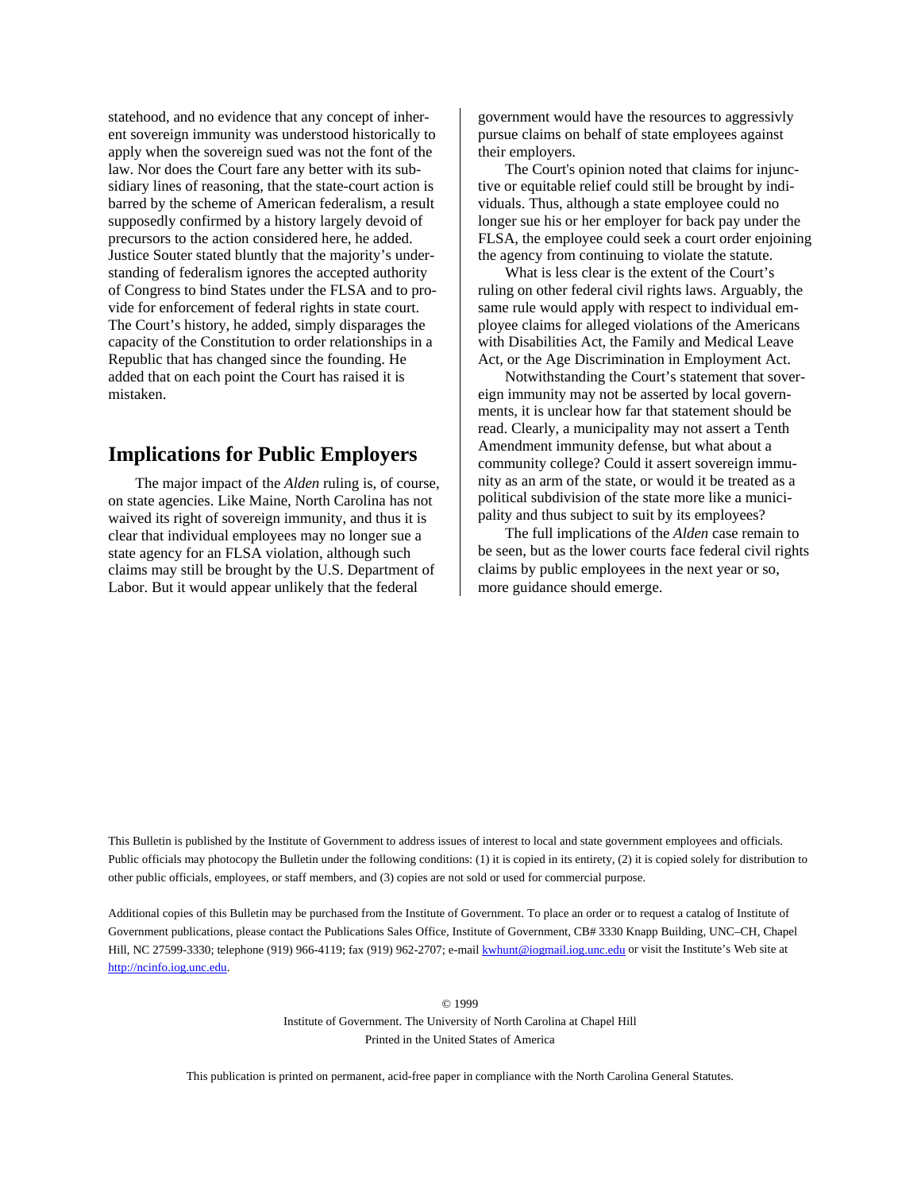statehood, and no evidence that any concept of inherent sovereign immunity was understood historically to apply when the sovereign sued was not the font of the law. Nor does the Court fare any better with its subsidiary lines of reasoning, that the state-court action is barred by the scheme of American federalism, a result supposedly confirmed by a history largely devoid of precursors to the action considered here, he added. Justice Souter stated bluntly that the majority's understanding of federalism ignores the accepted authority of Congress to bind States under the FLSA and to provide for enforcement of federal rights in state court. The Court's history, he added, simply disparages the capacity of the Constitution to order relationships in a Republic that has changed since the founding. He added that on each point the Court has raised it is mistaken.

## Implications for Public Employers

The major impact of the *Alden* ruling is, of course, on state agencies. Like Maine, North Carolina has not waived its right of sovereign immunity, and thus it is clear that individual employees may no longer sue a state agency for an FLSA violation, although such claims may still be brought by the U.S. Department of Labor. But it would appear unlikely that the federal government would have the resources to aggressivly pursue claims on behalf of state employees against their employers.

The Court's opinion noted that claims for injunctive or equitable relief could still be brought by individuals. Thus, although a state employee could no longer sue his or her employer for back pay under the FLSA, the employee could seek a court order enjoining the agency from continuing to violate the statute.

What is less clear is the extent of the Court's ruling on other federal civil rights laws. Arguably, the same rule would apply with respect to individual employee claims for alleged violations of the Americans with Disabilities Act, the Family and Medical Leave Act, or the Age Discrimination in Employment Act.

Notwithstanding the Court's statement that sovereign immunity may not be asserted by local governments, it is unclear how far that statement should be read. Clearly, a municipality may not assert a Tenth Amendment immunity defense, but what about a community college? Could it assert sovereign immunity as an arm of the state, or would it be treated as a political subdivision of the state more like a municipality and thus subject to suit by its employees?

The full implications of the *Alden* case remain to be seen, but as the lower courts face federal civil rights claims by public employees in the next year or so, more guidance should emerge.

This Bulletin is published by the Institute of Government to address issues of interest to local and state government employees and officials. Public officials may photocopy the Bulletin under the following conditions: (1) it is copied in its entirety, (2) it is copied solely for distribution to other public officials, employees, or staff members, and (3) copies are not sold or used for commercial purpose.

Additional copies of this Bulletin may be purchased from the Institute of Government. To place an order or to request a catalog of Institute of Government publications, please contact the Publications Sales Office, Institute of Government, CB# 3330 Knapp Building, UNC–CH, Chapel Hill, NC 27599-3330; telephone (919) 966-4119; fax (919) 962-2707; e-mail kwhunt@iogmail.iog.unc.edu or visit the Institute's Web site at http://ncinfo.iog.unc.edu.

© 1999
Institute of Government. The University of North Carolina at Chapel Hill
Printed in the United States of America

This publication is printed on permanent, acid-free paper in compliance with the North Carolina General Statutes.